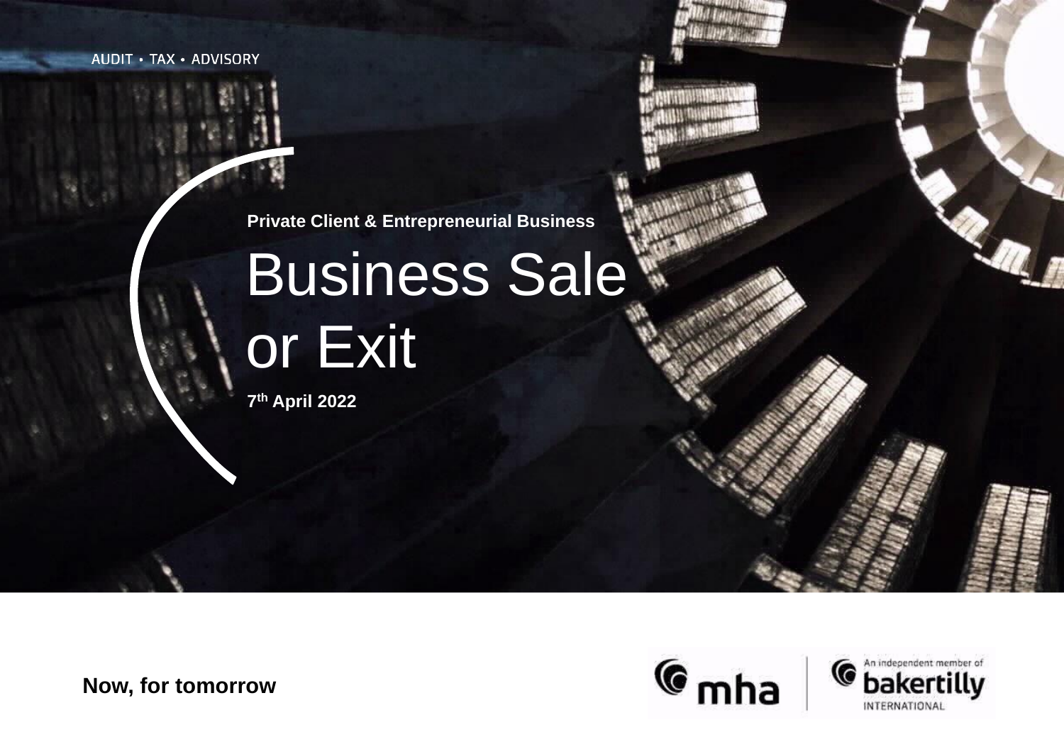AUDIT • TAX • ADVISORY

**Private Client & Entrepreneurial Business**

# Business Sale or Exit

**7th April 2022**

**Now, for tomorrow**

mha | An independent member of bakertilly INTERNATIONAL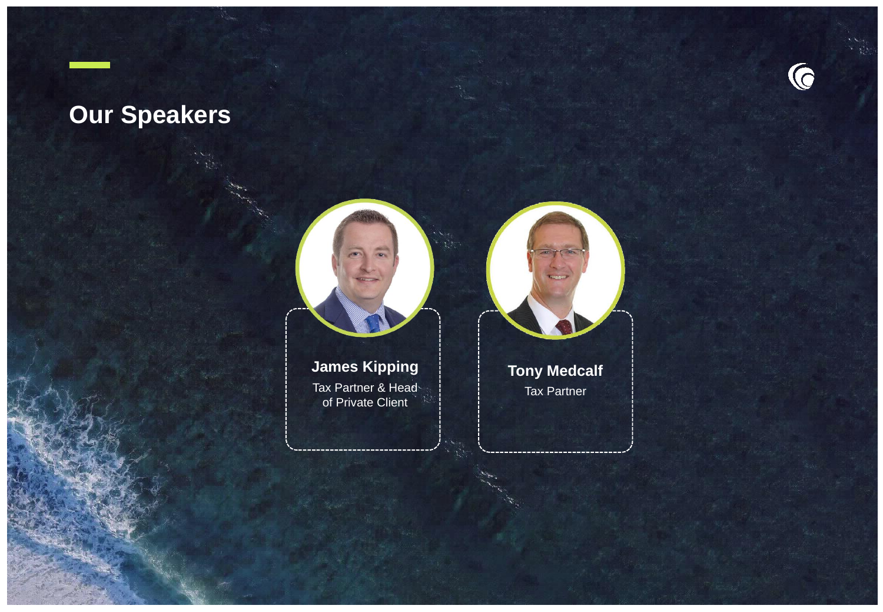# Our Speakers

**James Kipping**
Tax Partner & Head of Private Client

**Tony Medcalf**
Tax Partner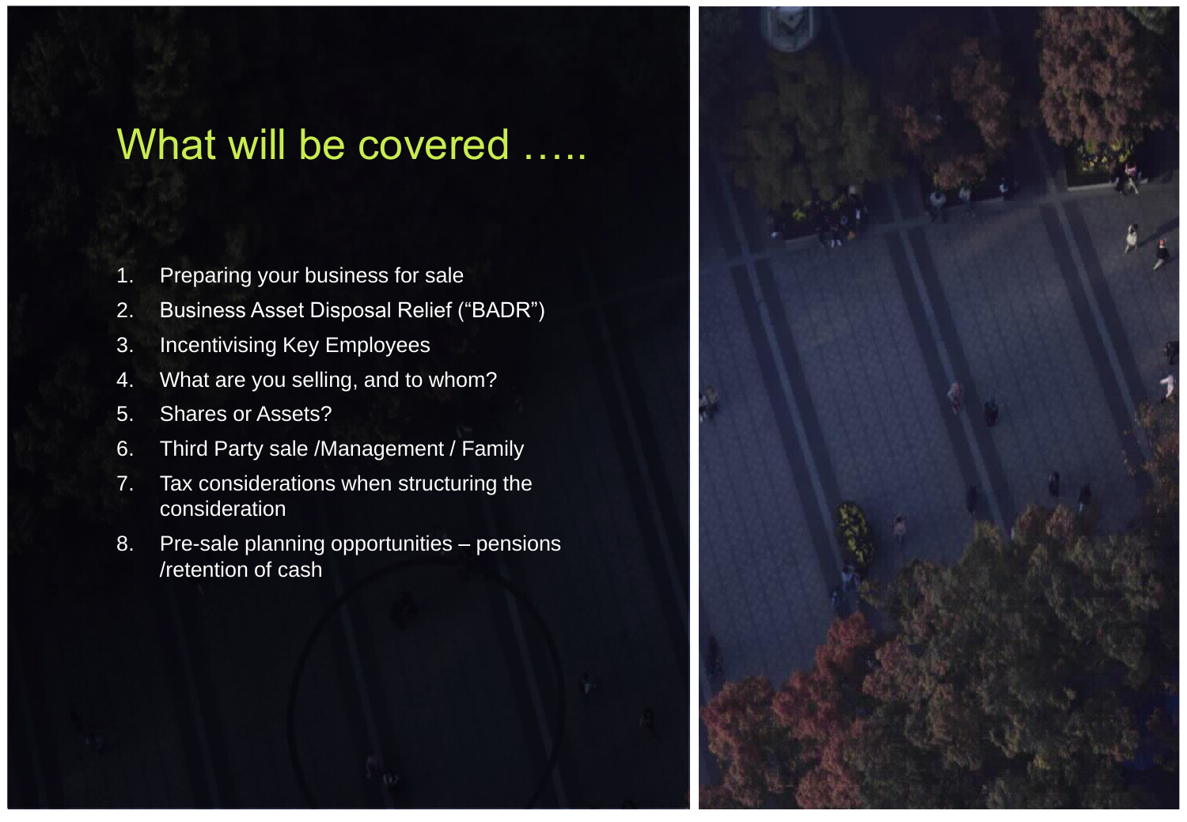# What will be covered …..

1. Preparing your business for sale
2. Business Asset Disposal Relief ("BADR")
3. Incentivising Key Employees
4. What are you selling, and to whom?
5. Shares or Assets?
6. Third Party sale /Management / Family
7. Tax considerations when structuring the consideration
8. Pre-sale planning opportunities – pensions /retention of cash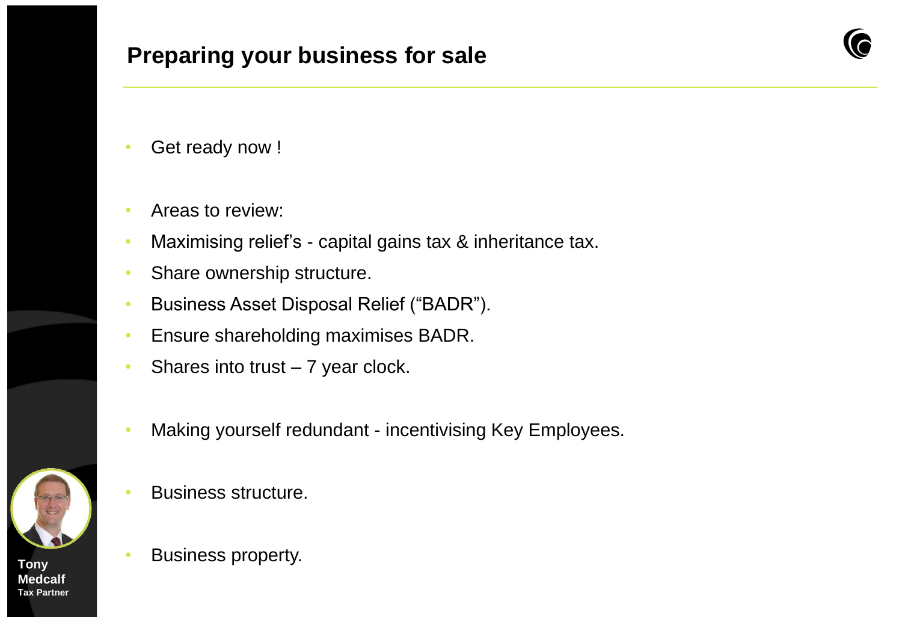## Preparing your business for sale

- Get ready now !

- Areas to review:
- Maximising relief's - capital gains tax & inheritance tax.
- Share ownership structure.
- Business Asset Disposal Relief ("BADR").
- Ensure shareholding maximises BADR.
- Shares into trust – 7 year clock.

- Making yourself redundant - incentivising Key Employees.

- Business structure.

- Business property.

**Tony Medcalf**
**Tax Partner**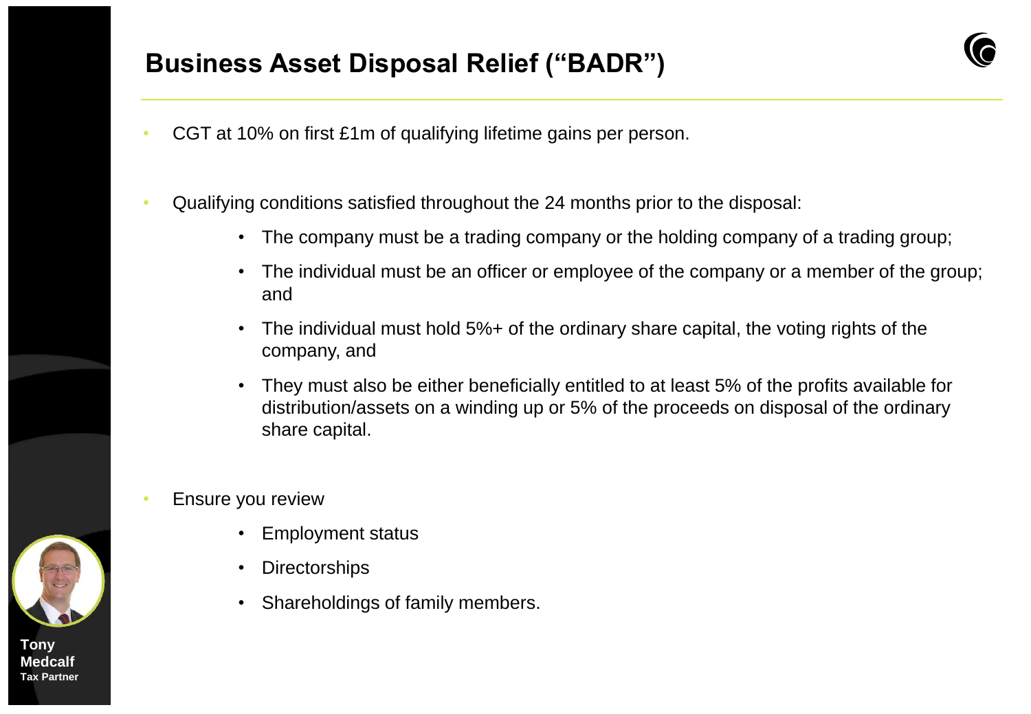# Business Asset Disposal Relief ("BADR")

- CGT at 10% on first £1m of qualifying lifetime gains per person.
- Qualifying conditions satisfied throughout the 24 months prior to the disposal:
  - The company must be a trading company or the holding company of a trading group;
  - The individual must be an officer or employee of the company or a member of the group; and
  - The individual must hold 5%+ of the ordinary share capital, the voting rights of the company, and
  - They must also be either beneficially entitled to at least 5% of the profits available for distribution/assets on a winding up or 5% of the proceeds on disposal of the ordinary share capital.
- Ensure you review
  - Employment status
  - Directorships
  - Shareholdings of family members.

**Tony Medcalf**
**Tax Partner**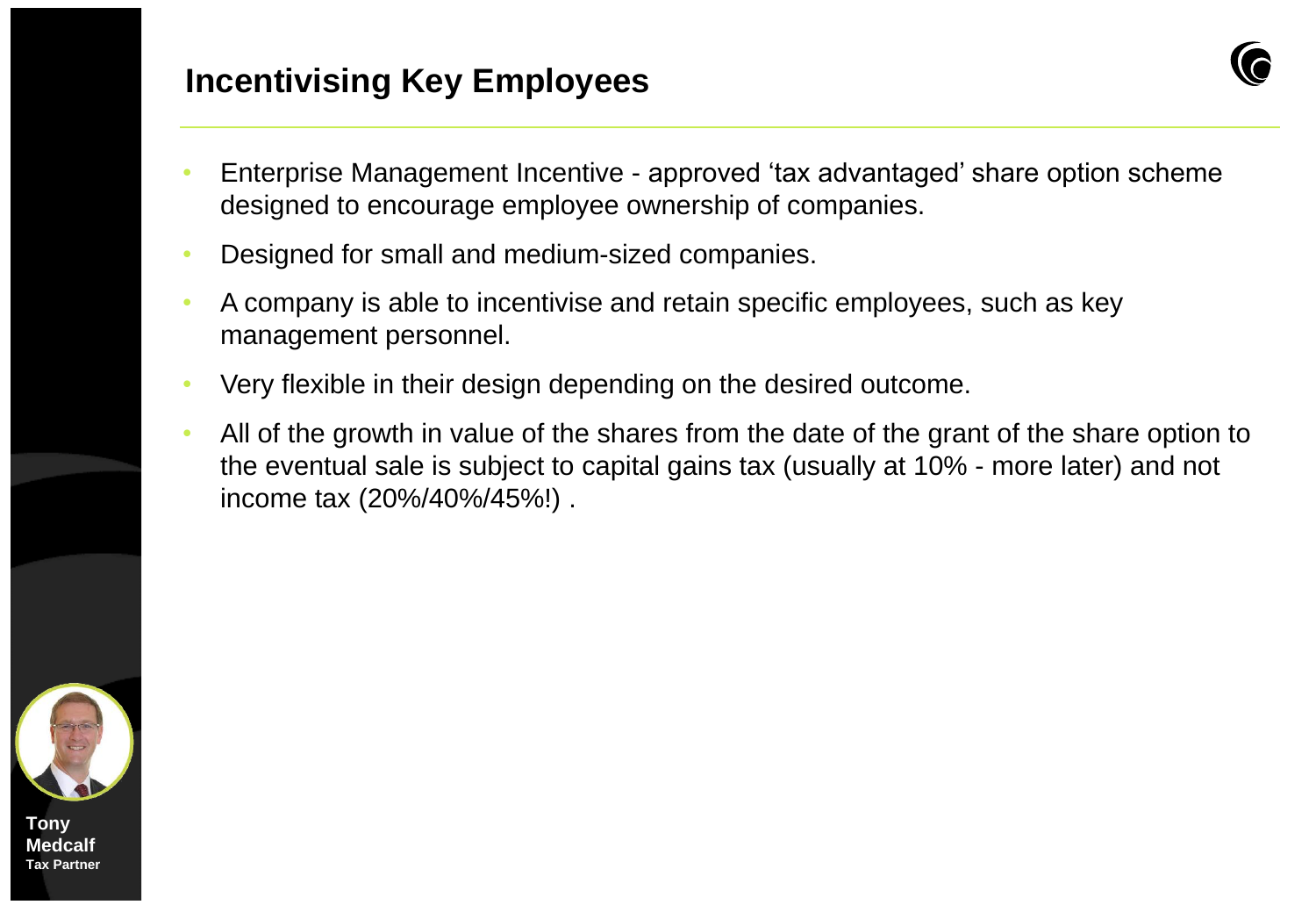## Incentivising Key Employees

- Enterprise Management Incentive - approved 'tax advantaged' share option scheme designed to encourage employee ownership of companies.
- Designed for small and medium-sized companies.
- A company is able to incentivise and retain specific employees, such as key management personnel.
- Very flexible in their design depending on the desired outcome.
- All of the growth in value of the shares from the date of the grant of the share option to the eventual sale is subject to capital gains tax (usually at 10% - more later) and not income tax (20%/40%/45%!) .

**Tony Medcalf**
**Tax Partner**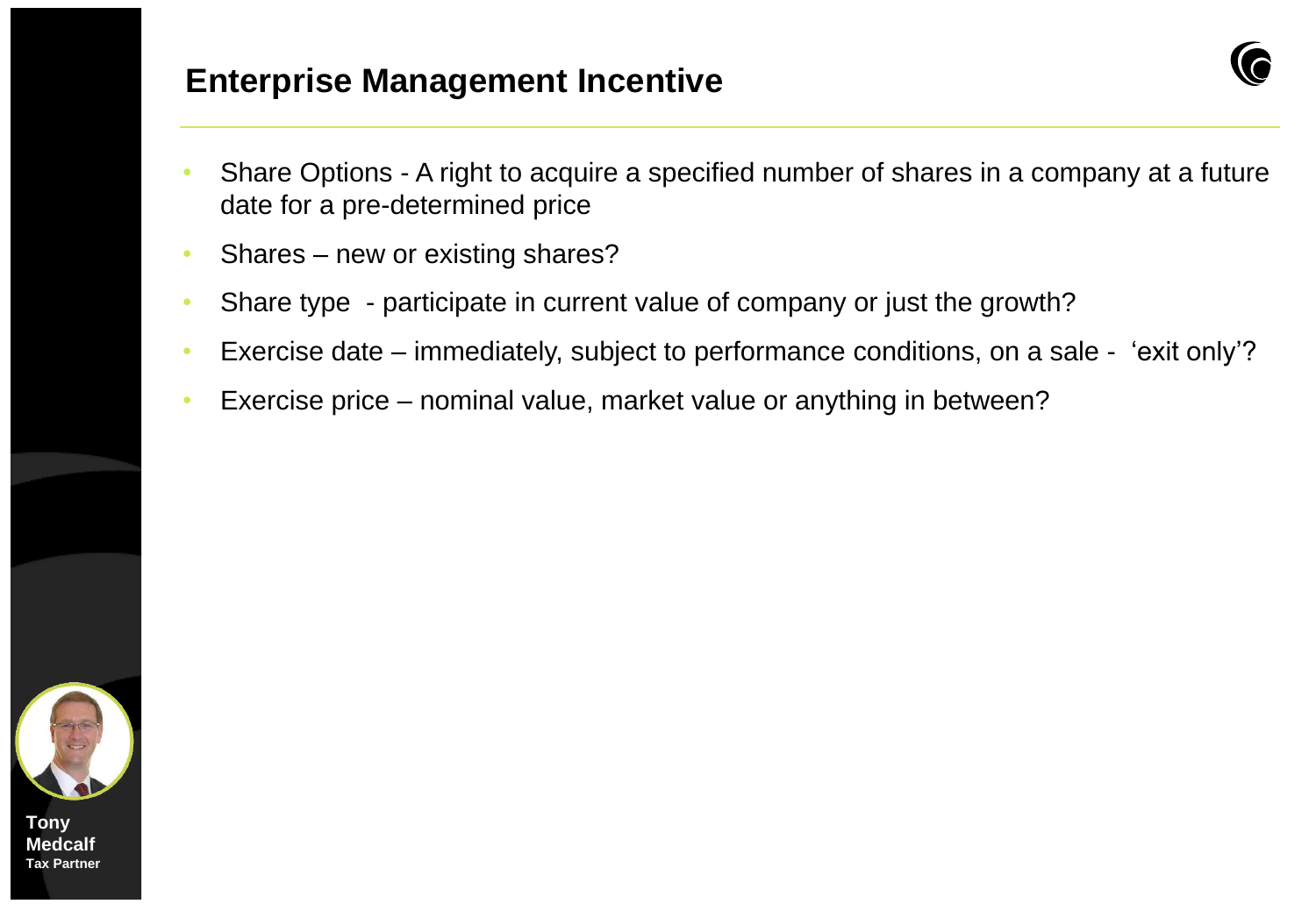## Enterprise Management Incentive

- Share Options - A right to acquire a specified number of shares in a company at a future date for a pre-determined price
- Shares – new or existing shares?
- Share type - participate in current value of company or just the growth?
- Exercise date – immediately, subject to performance conditions, on a sale - 'exit only'?
- Exercise price – nominal value, market value or anything in between?

**Tony Medcalf**
**Tax Partner**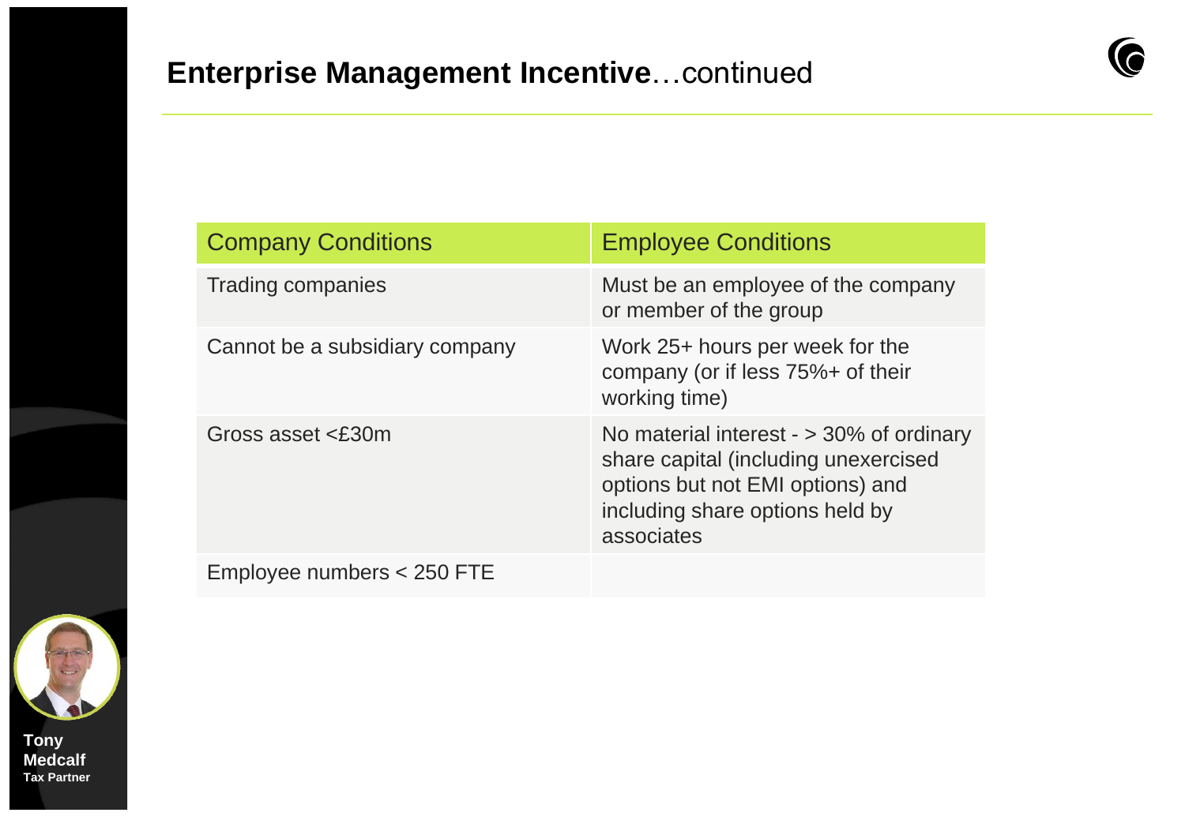## **Enterprise Management Incentive**…continued

| Company Conditions | Employee Conditions |
| --- | --- |
| Trading companies | Must be an employee of the company or member of the group |
| Cannot be a subsidiary company | Work 25+ hours per week for the company (or if less 75%+ of their working time) |
| Gross asset <£30m | No material interest - > 30% of ordinary share capital (including unexercised options but not EMI options) and including share options held by associates |
| Employee numbers < 250 FTE | |

**Tony Medcalf**
**Tax Partner**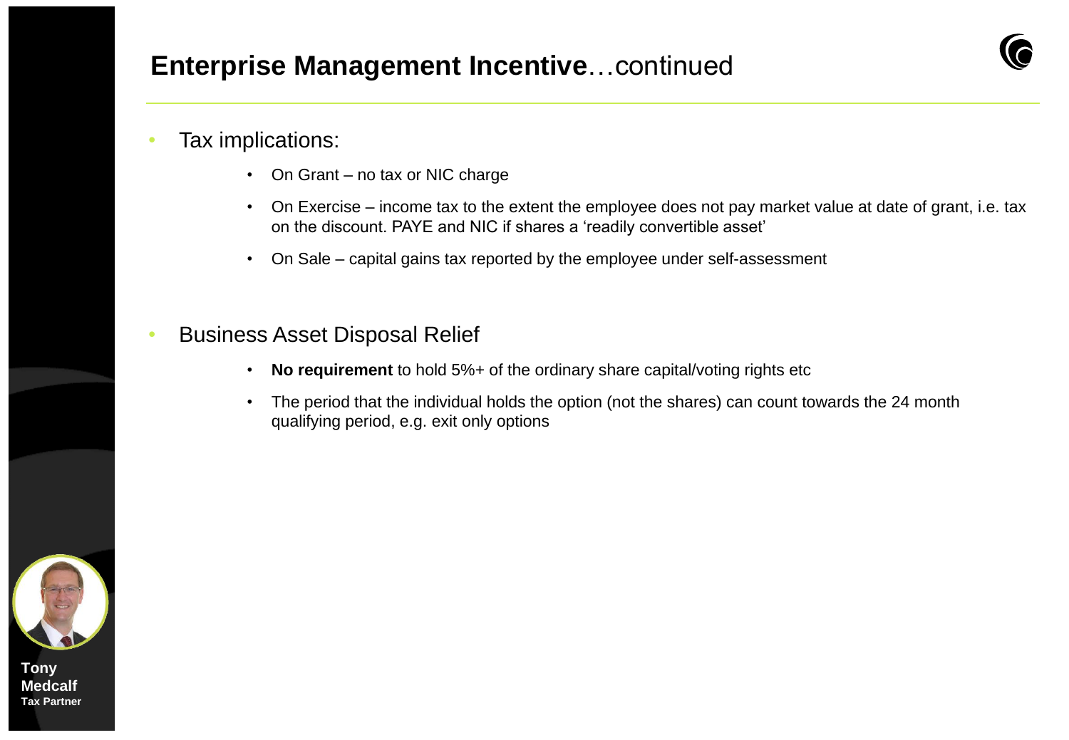# **Enterprise Management Incentive**…continued

- Tax implications:
  - On Grant – no tax or NIC charge
  - On Exercise – income tax to the extent the employee does not pay market value at date of grant, i.e. tax on the discount. PAYE and NIC if shares a 'readily convertible asset'
  - On Sale – capital gains tax reported by the employee under self-assessment

- Business Asset Disposal Relief
  - **No requirement** to hold 5%+ of the ordinary share capital/voting rights etc
  - The period that the individual holds the option (not the shares) can count towards the 24 month qualifying period, e.g. exit only options

**Tony Medcalf**
**Tax Partner**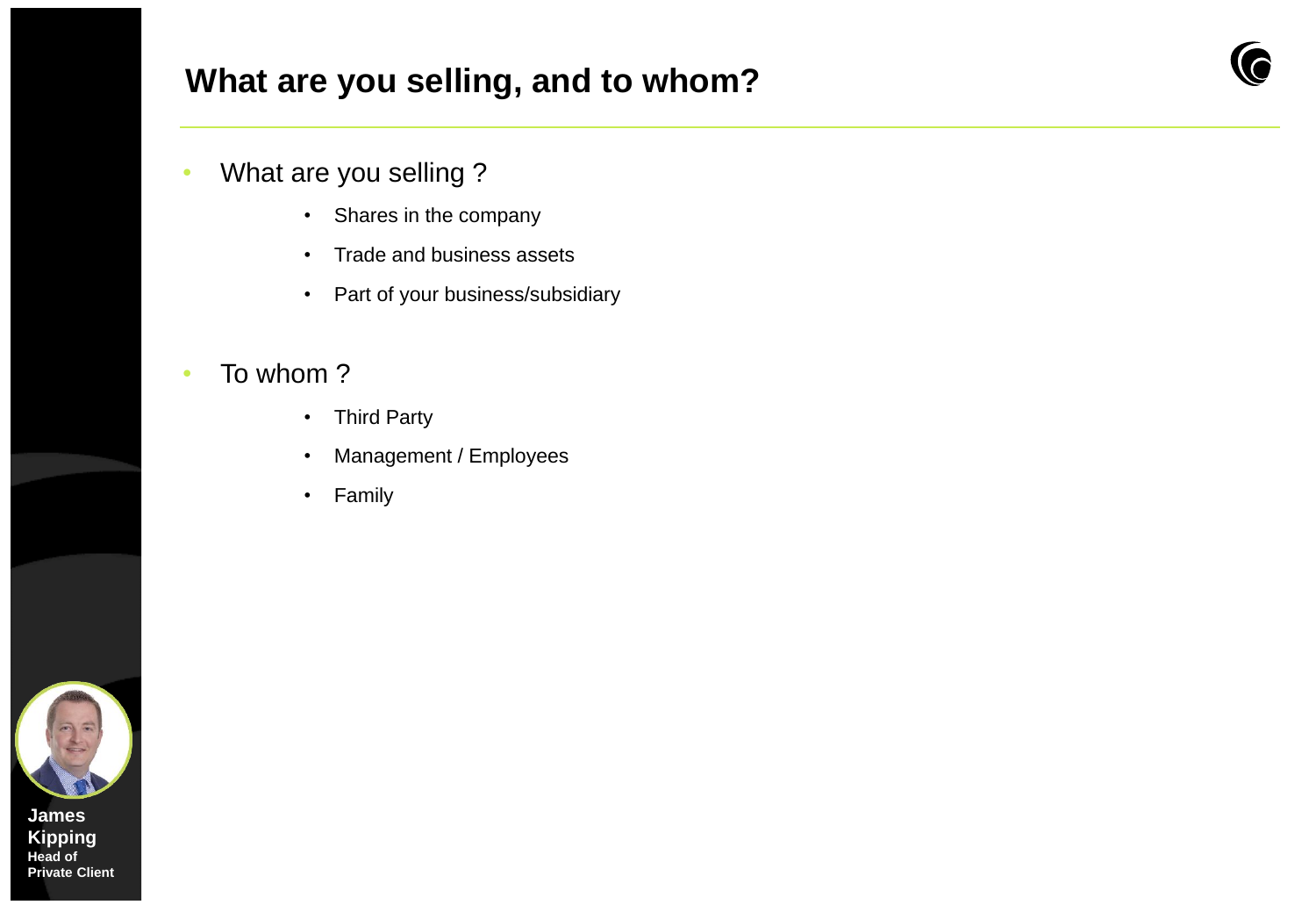# What are you selling, and to whom?

- What are you selling ?
  - Shares in the company
  - Trade and business assets
  - Part of your business/subsidiary

- To whom ?
  - Third Party
  - Management / Employees
  - Family

**James Kipping**
**Head of Private Client**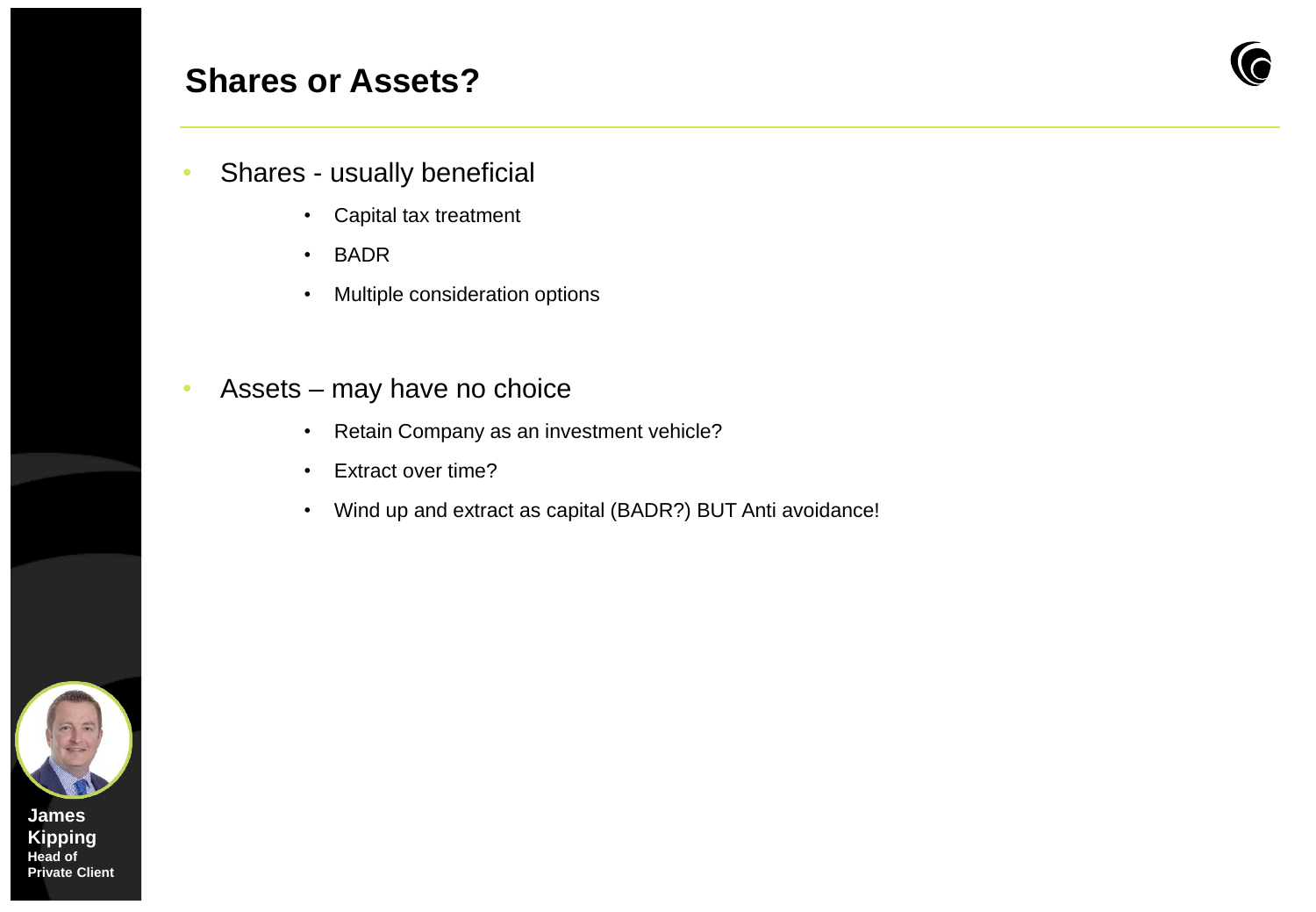## Shares or Assets?

- Shares - usually beneficial
  - Capital tax treatment
  - BADR
  - Multiple consideration options

- Assets – may have no choice
  - Retain Company as an investment vehicle?
  - Extract over time?
  - Wind up and extract as capital (BADR?) BUT Anti avoidance!

**James Kipping**
**Head of Private Client**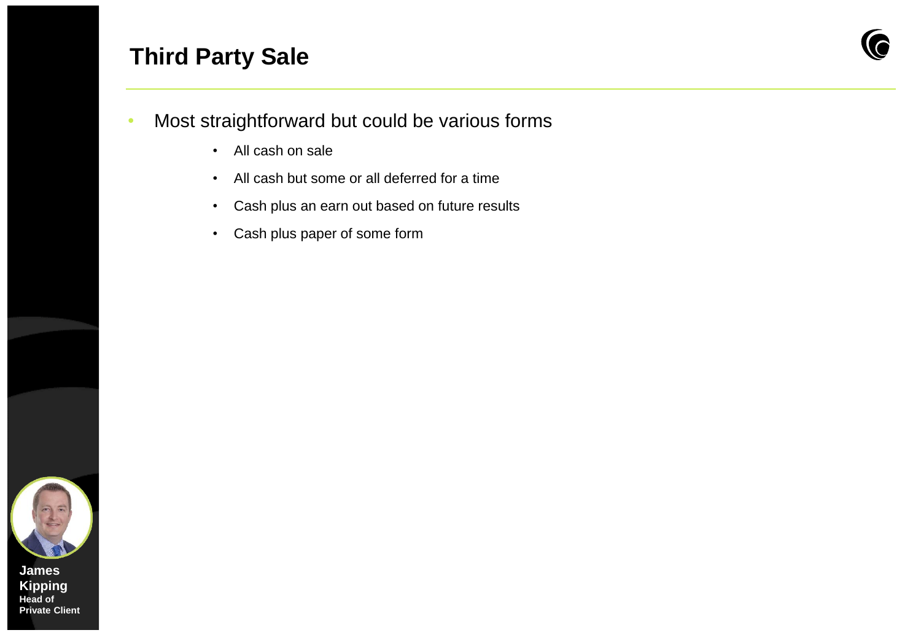# Third Party Sale

- Most straightforward but could be various forms
  - All cash on sale
  - All cash but some or all deferred for a time
  - Cash plus an earn out based on future results
  - Cash plus paper of some form

**James Kipping**
**Head of Private Client**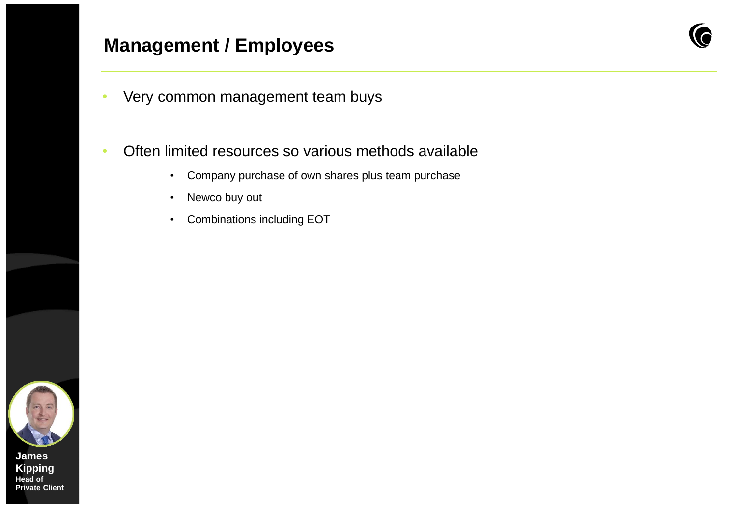## Management / Employees

- Very common management team buys
- Often limited resources so various methods available
  - Company purchase of own shares plus team purchase
  - Newco buy out
  - Combinations including EOT

James Kipping
Head of Private Client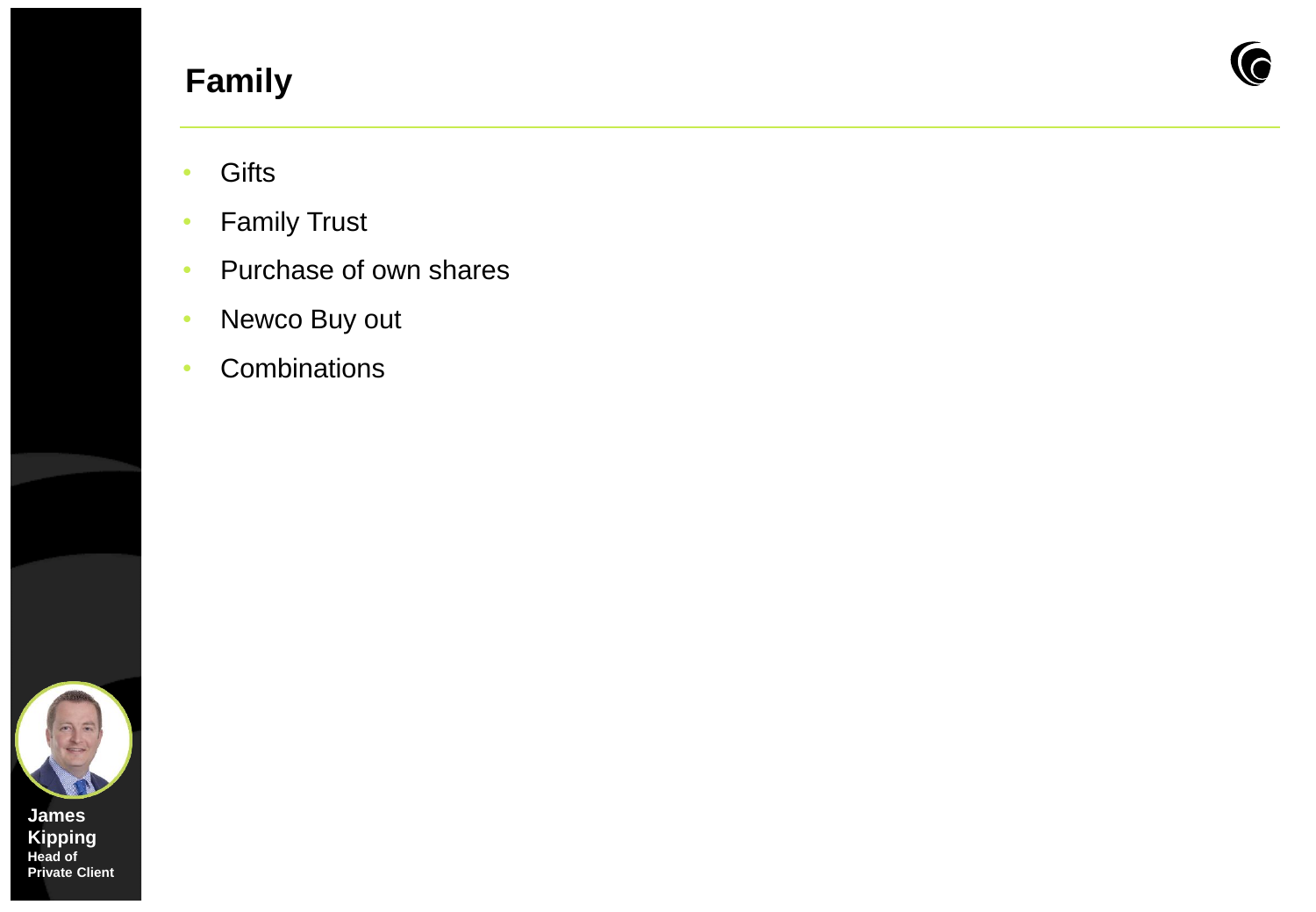# Family

- Gifts
- Family Trust
- Purchase of own shares
- Newco Buy out
- Combinations

**James Kipping**
**Head of Private Client**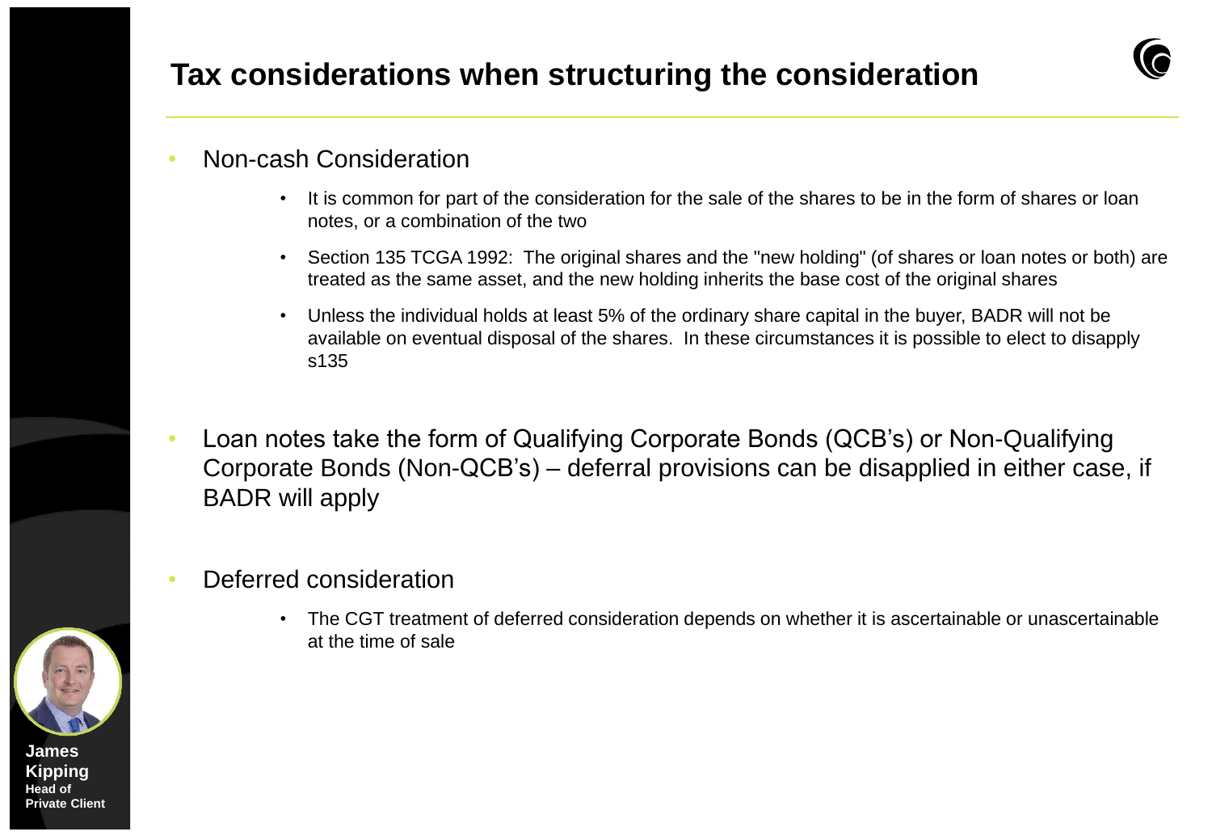# Tax considerations when structuring the consideration

- Non-cash Consideration
  - It is common for part of the consideration for the sale of the shares to be in the form of shares or loan notes, or a combination of the two
  - Section 135 TCGA 1992: The original shares and the "new holding" (of shares or loan notes or both) are treated as the same asset, and the new holding inherits the base cost of the original shares
  - Unless the individual holds at least 5% of the ordinary share capital in the buyer, BADR will not be available on eventual disposal of the shares. In these circumstances it is possible to elect to disapply s135
- Loan notes take the form of Qualifying Corporate Bonds (QCB's) or Non-Qualifying Corporate Bonds (Non-QCB's) – deferral provisions can be disapplied in either case, if BADR will apply
- Deferred consideration
  - The CGT treatment of deferred consideration depends on whether it is ascertainable or unascertainable at the time of sale

**James Kipping**
**Head of Private Client**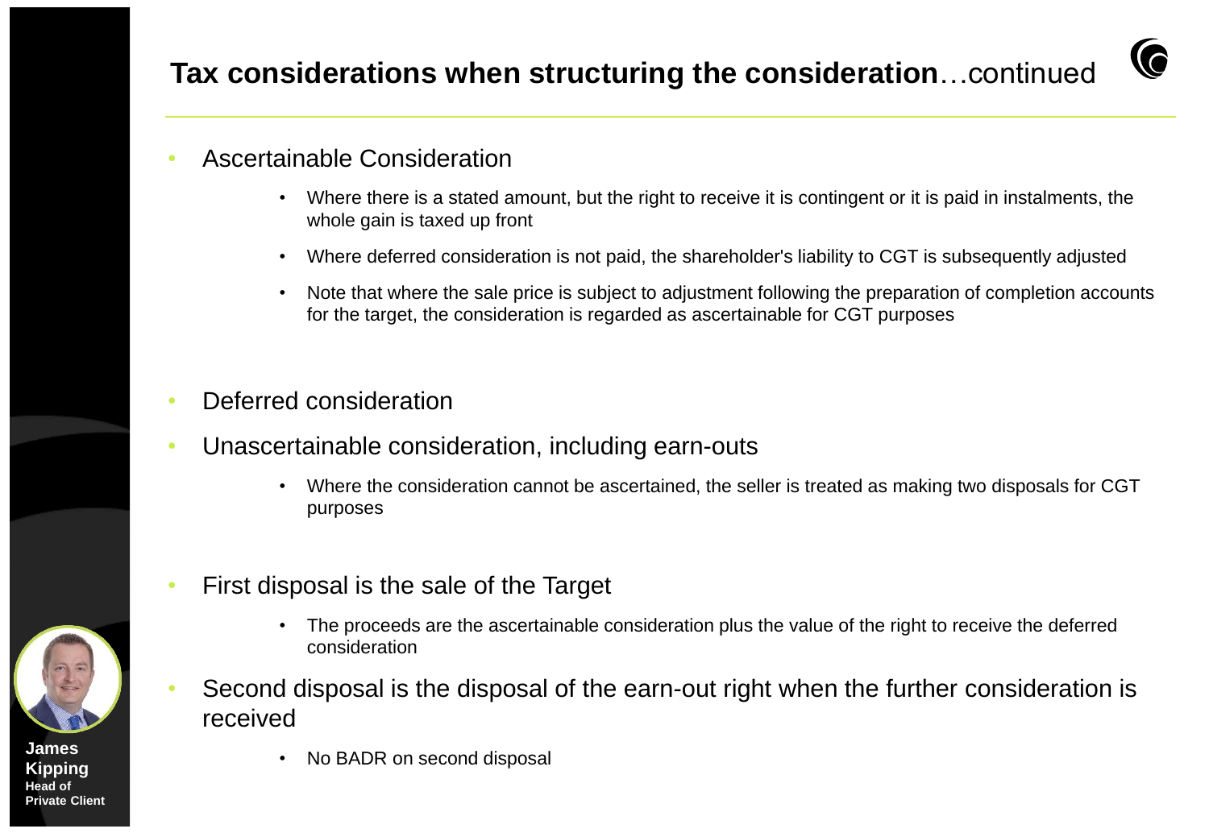## **Tax considerations when structuring the consideration**…continued

- Ascertainable Consideration
    - Where there is a stated amount, but the right to receive it is contingent or it is paid in instalments, the whole gain is taxed up front
    - Where deferred consideration is not paid, the shareholder's liability to CGT is subsequently adjusted
    - Note that where the sale price is subject to adjustment following the preparation of completion accounts for the target, the consideration is regarded as ascertainable for CGT purposes
- Deferred consideration
- Unascertainable consideration, including earn-outs
    - Where the consideration cannot be ascertained, the seller is treated as making two disposals for CGT purposes
- First disposal is the sale of the Target
    - The proceeds are the ascertainable consideration plus the value of the right to receive the deferred consideration
- Second disposal is the disposal of the earn-out right when the further consideration is received
    - No BADR on second disposal

**James Kipping**
**Head of Private Client**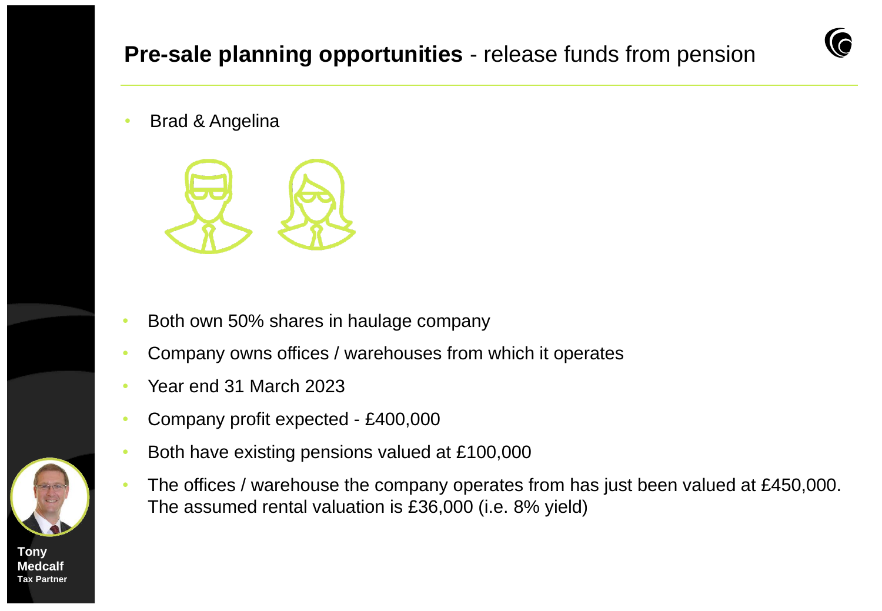# **Pre-sale planning opportunities** - release funds from pension

- Brad & Angelina

- Both own 50% shares in haulage company
- Company owns offices / warehouses from which it operates
- Year end 31 March 2023
- Company profit expected - £400,000
- Both have existing pensions valued at £100,000
- The offices / warehouse the company operates from has just been valued at £450,000. The assumed rental valuation is £36,000 (i.e. 8% yield)

**Tony Medcalf**
**Tax Partner**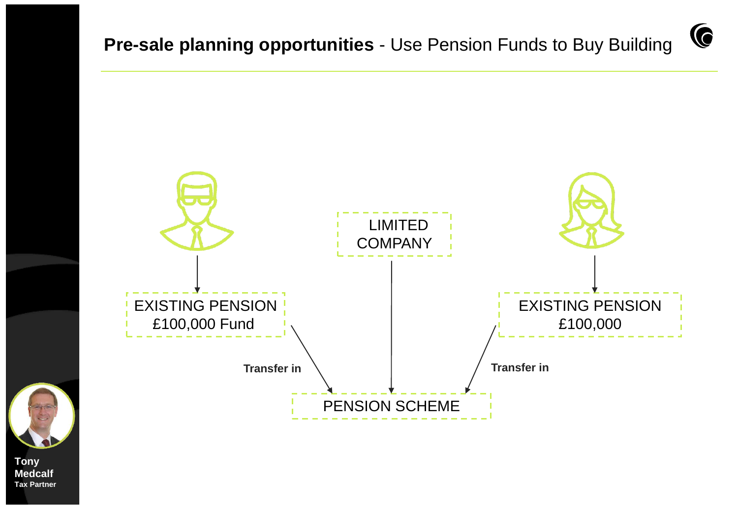# **Pre-sale planning opportunities** - Use Pension Funds to Buy Building

LIMITED COMPANY

EXISTING PENSION
£100,000 Fund

EXISTING PENSION
£100,000

**Transfer in**

**Transfer in**

PENSION SCHEME

**Tony Medcalf**
**Tax Partner**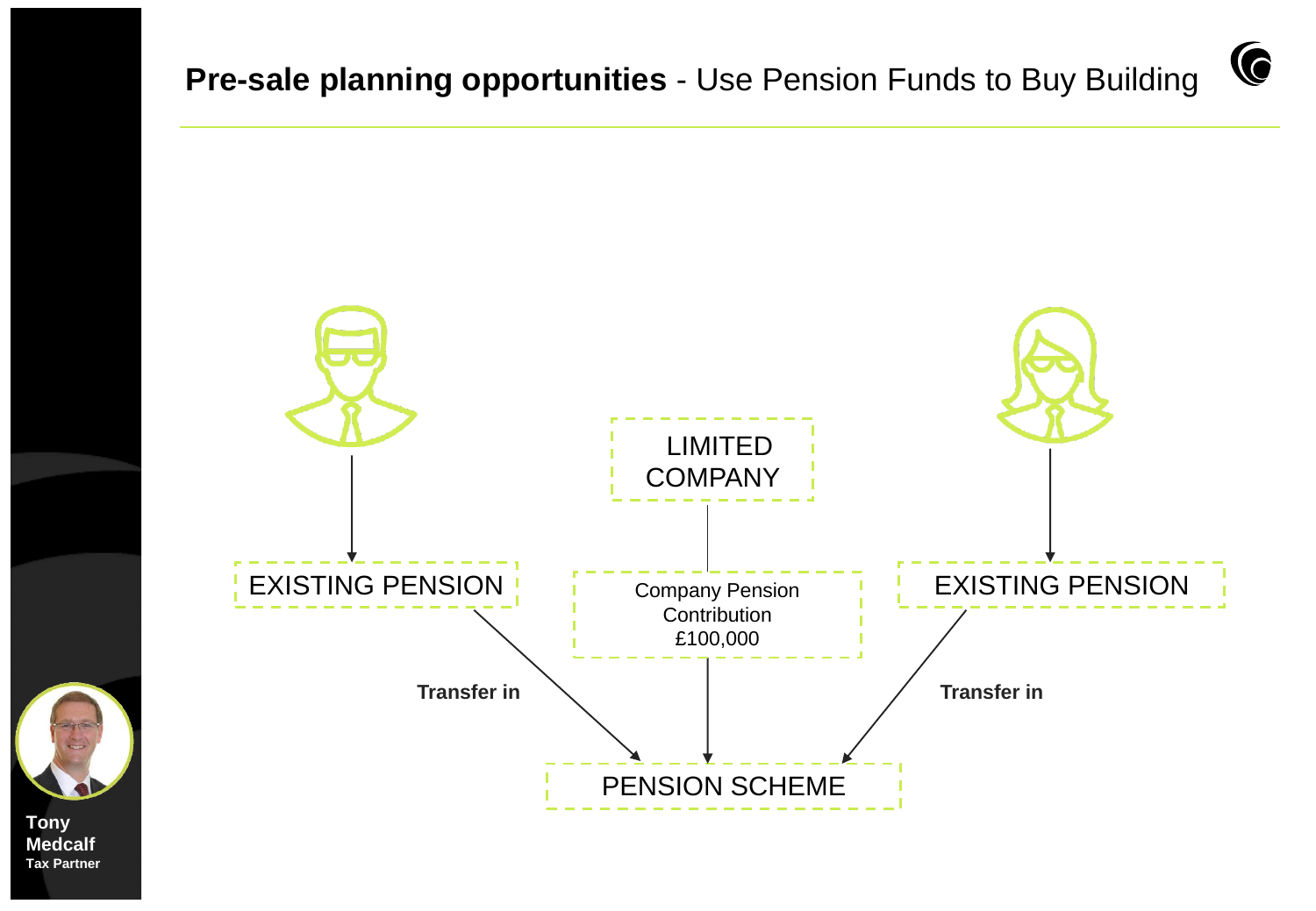# **Pre-sale planning opportunities** - Use Pension Funds to Buy Building

EXISTING PENSION

LIMITED COMPANY

Company Pension Contribution £100,000

EXISTING PENSION

**Transfer in**

**Transfer in**

PENSION SCHEME

**Tony Medcalf**
**Tax Partner**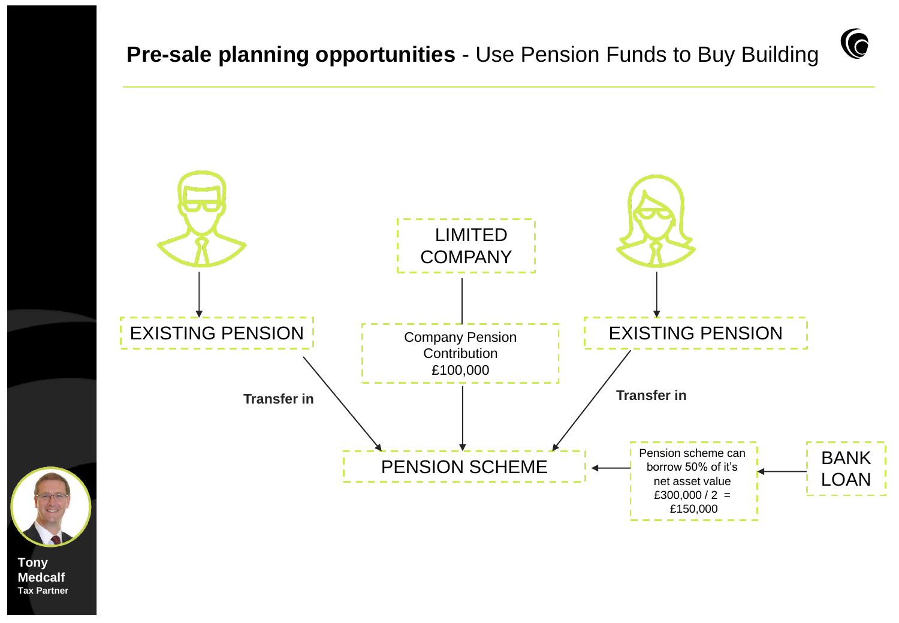# **Pre-sale planning opportunities** - Use Pension Funds to Buy Building

LIMITED COMPANY

EXISTING PENSION

Company Pension Contribution £100,000

EXISTING PENSION

Transfer in

Transfer in

PENSION SCHEME

Pension scheme can borrow 50% of it's net asset value £300,000 / 2 = £150,000

BANK LOAN

**Tony Medcalf**
**Tax Partner**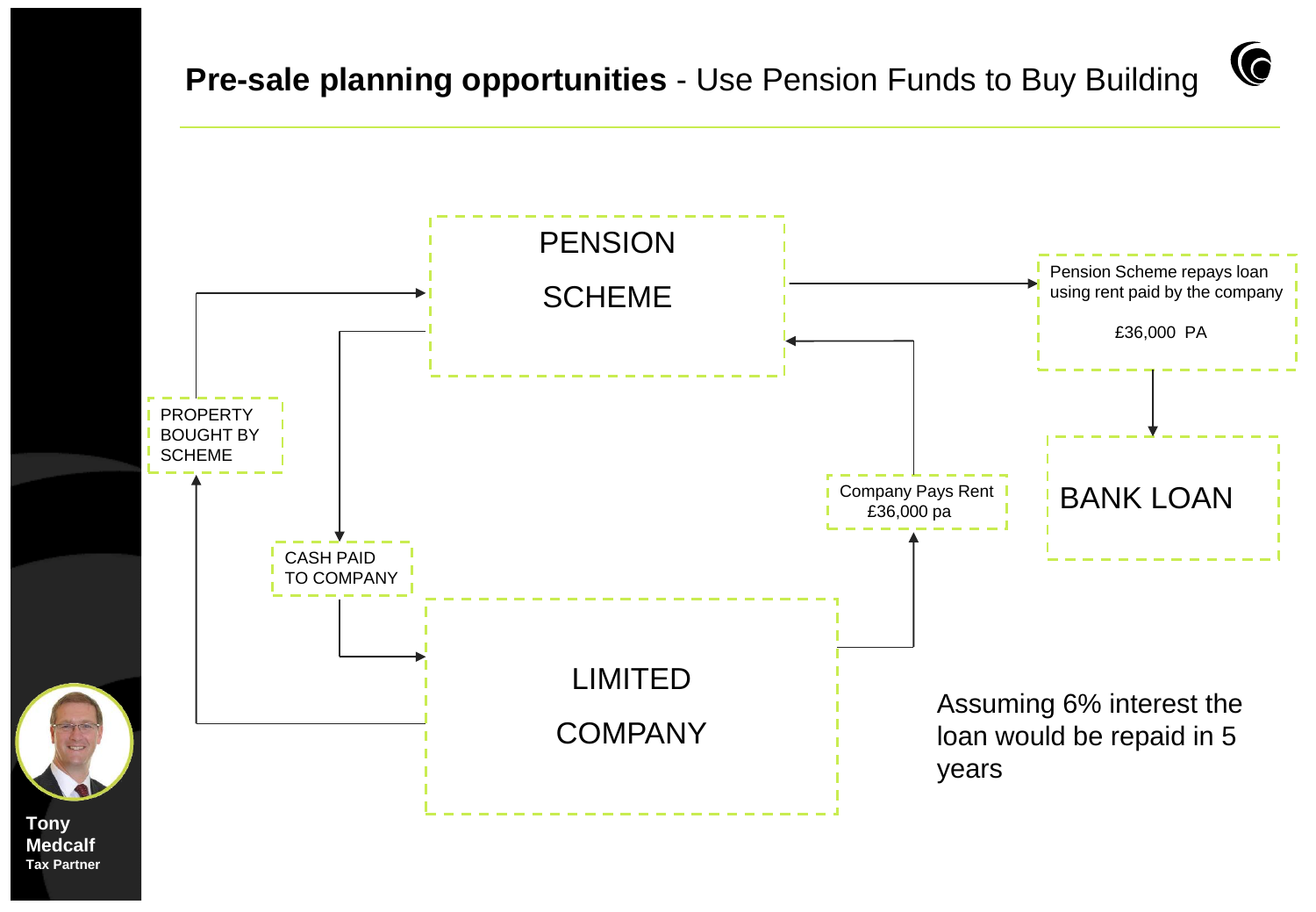## **Pre-sale planning opportunities** - Use Pension Funds to Buy Building

PENSION SCHEME

Pension Scheme repays loan using rent paid by the company

£36,000 PA

BANK LOAN

PROPERTY BOUGHT BY SCHEME

CASH PAID TO COMPANY

Company Pays Rent £36,000 pa

LIMITED COMPANY

Assuming 6% interest the loan would be repaid in 5 years

**Tony Medcalf**
**Tax Partner**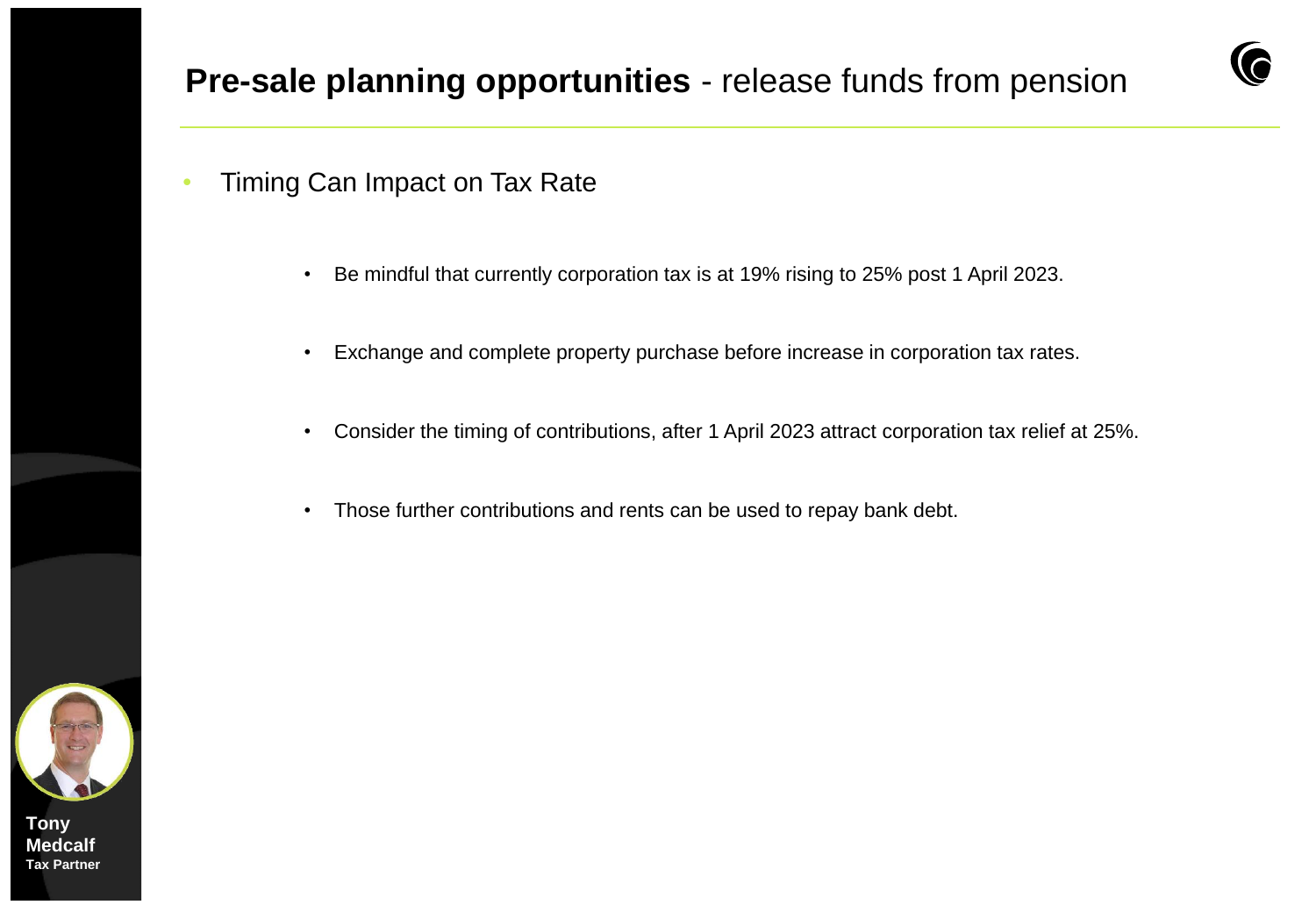# **Pre-sale planning opportunities** - release funds from pension

- Timing Can Impact on Tax Rate

  - Be mindful that currently corporation tax is at 19% rising to 25% post 1 April 2023.

  - Exchange and complete property purchase before increase in corporation tax rates.

  - Consider the timing of contributions, after 1 April 2023 attract corporation tax relief at 25%.

  - Those further contributions and rents can be used to repay bank debt.

**Tony Medcalf**
**Tax Partner**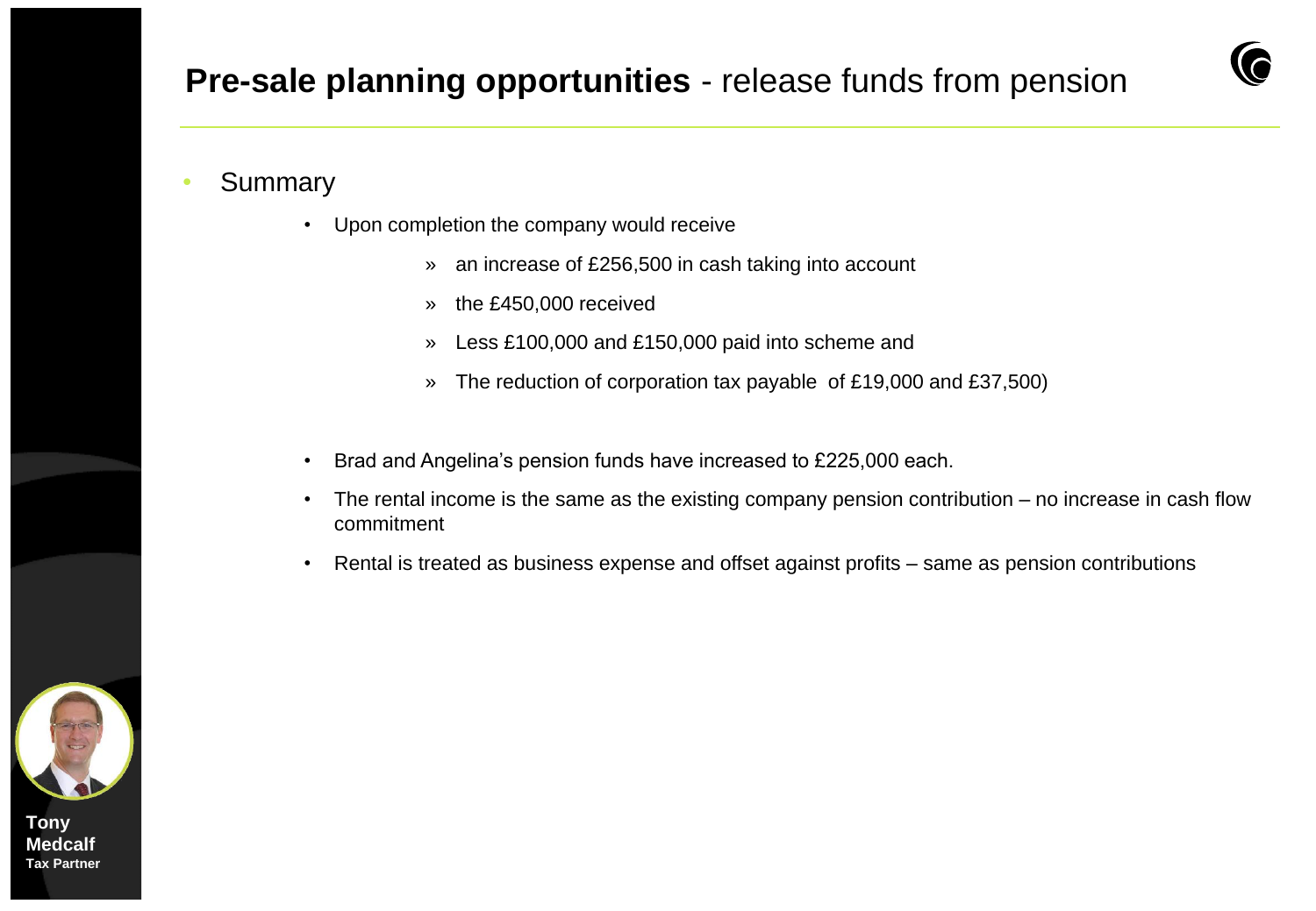# **Pre-sale planning opportunities** - release funds from pension

- Summary
  - Upon completion the company would receive
    - an increase of £256,500 in cash taking into account
    - the £450,000 received
    - Less £100,000 and £150,000 paid into scheme and
    - The reduction of corporation tax payable of £19,000 and £37,500)
  - Brad and Angelina's pension funds have increased to £225,000 each.
  - The rental income is the same as the existing company pension contribution – no increase in cash flow commitment
  - Rental is treated as business expense and offset against profits – same as pension contributions

**Tony Medcalf**
**Tax Partner**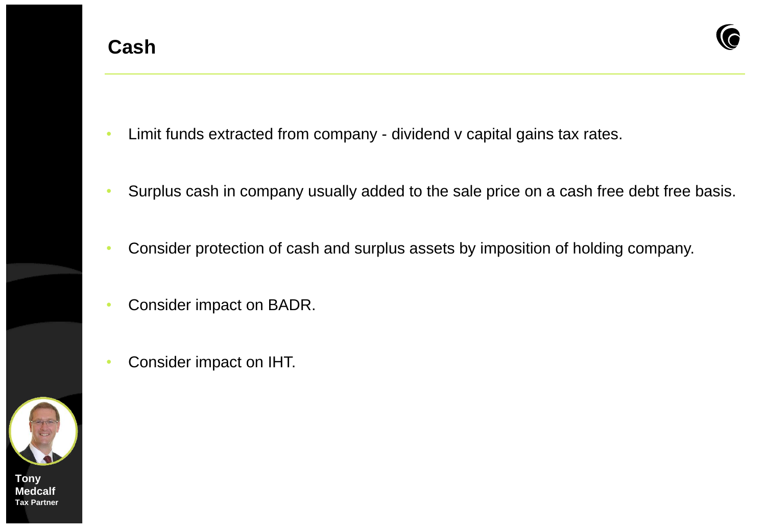# Cash

- Limit funds extracted from company - dividend v capital gains tax rates.
- Surplus cash in company usually added to the sale price on a cash free debt free basis.
- Consider protection of cash and surplus assets by imposition of holding company.
- Consider impact on BADR.
- Consider impact on IHT.

**Tony Medcalf**
**Tax Partner**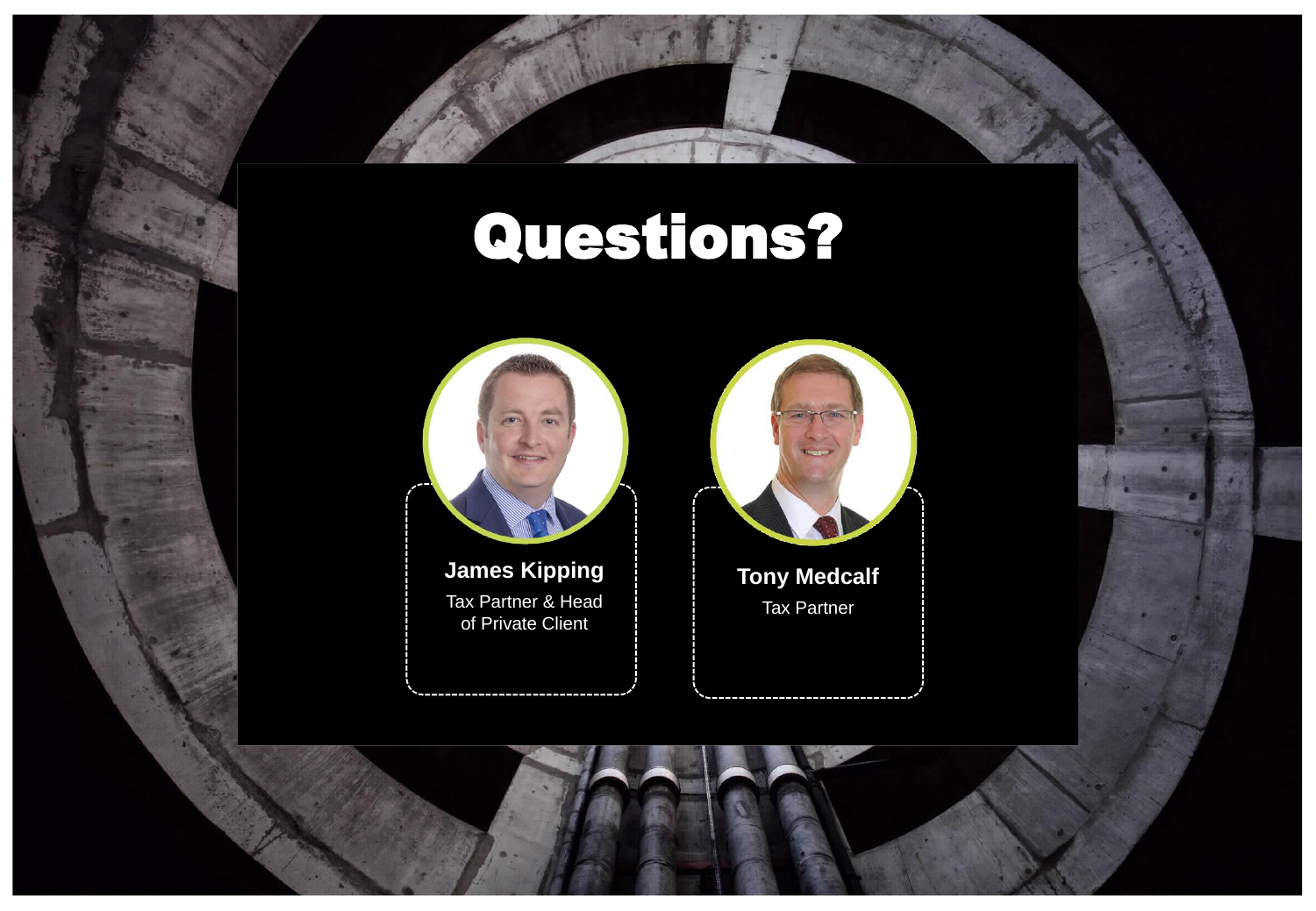# Questions?

**James Kipping**
Tax Partner & Head of Private Client

**Tony Medcalf**
Tax Partner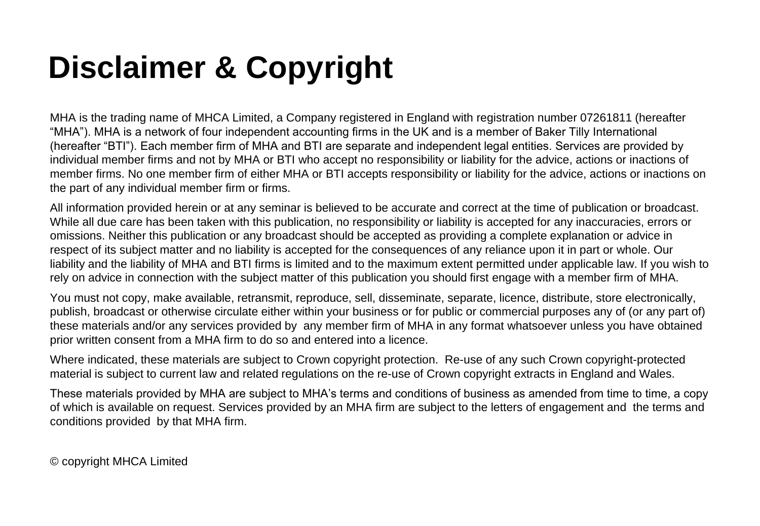# Disclaimer & Copyright

MHA is the trading name of MHCA Limited, a Company registered in England with registration number 07261811 (hereafter "MHA"). MHA is a network of four independent accounting firms in the UK and is a member of Baker Tilly International (hereafter "BTI"). Each member firm of MHA and BTI are separate and independent legal entities. Services are provided by individual member firms and not by MHA or BTI who accept no responsibility or liability for the advice, actions or inactions of member firms. No one member firm of either MHA or BTI accepts responsibility or liability for the advice, actions or inactions on the part of any individual member firm or firms.

All information provided herein or at any seminar is believed to be accurate and correct at the time of publication or broadcast. While all due care has been taken with this publication, no responsibility or liability is accepted for any inaccuracies, errors or omissions. Neither this publication or any broadcast should be accepted as providing a complete explanation or advice in respect of its subject matter and no liability is accepted for the consequences of any reliance upon it in part or whole. Our liability and the liability of MHA and BTI firms is limited and to the maximum extent permitted under applicable law. If you wish to rely on advice in connection with the subject matter of this publication you should first engage with a member firm of MHA.

You must not copy, make available, retransmit, reproduce, sell, disseminate, separate, licence, distribute, store electronically, publish, broadcast or otherwise circulate either within your business or for public or commercial purposes any of (or any part of) these materials and/or any services provided by any member firm of MHA in any format whatsoever unless you have obtained prior written consent from a MHA firm to do so and entered into a licence.

Where indicated, these materials are subject to Crown copyright protection. Re-use of any such Crown copyright-protected material is subject to current law and related regulations on the re-use of Crown copyright extracts in England and Wales.

These materials provided by MHA are subject to MHA's terms and conditions of business as amended from time to time, a copy of which is available on request. Services provided by an MHA firm are subject to the letters of engagement and the terms and conditions provided by that MHA firm.

© copyright MHCA Limited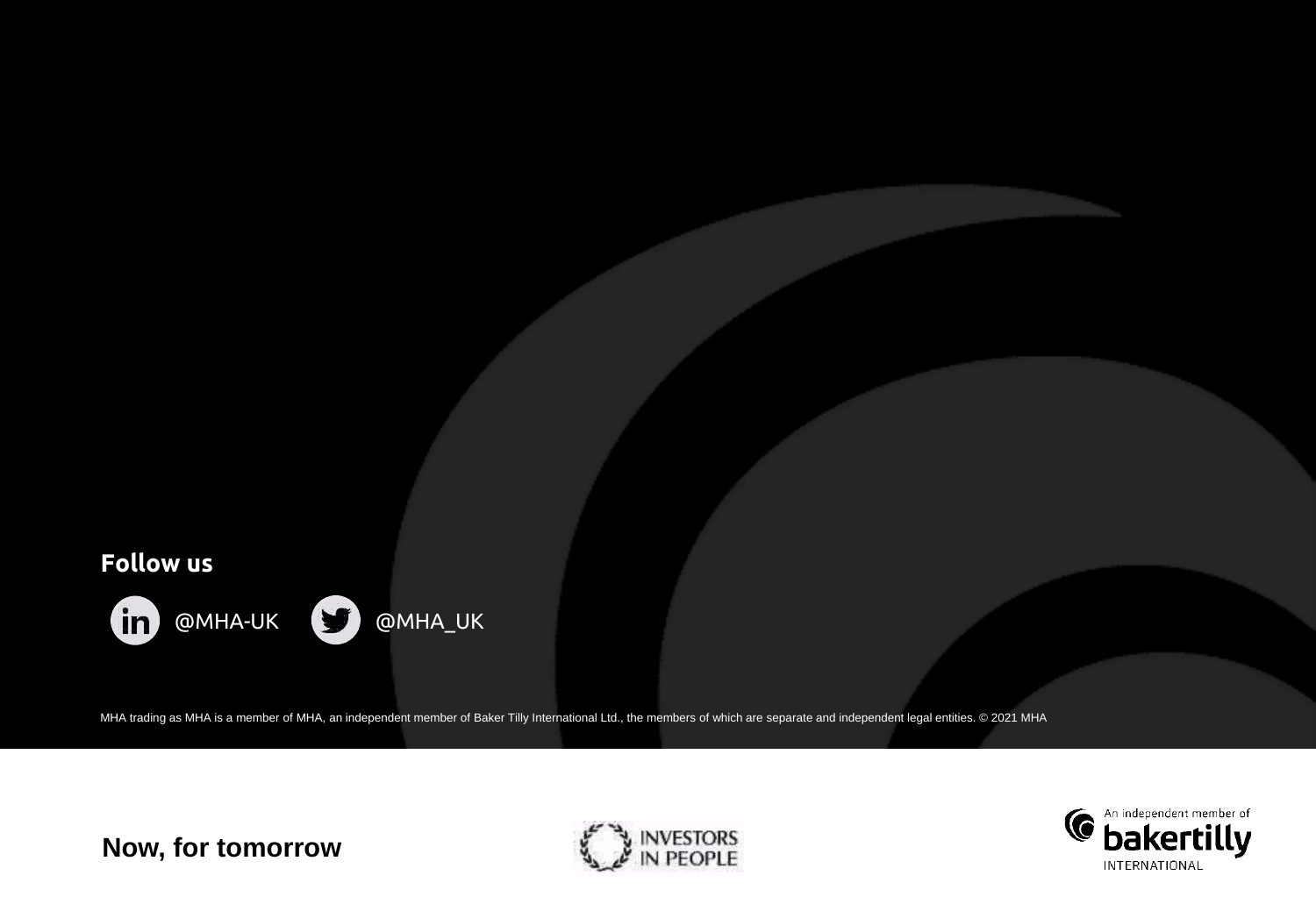**Follow us**

@MHA-UK

@MHA_UK

MHA trading as MHA is a member of MHA, an independent member of Baker Tilly International Ltd., the members of which are separate and independent legal entities. © 2021 MHA

**Now, for tomorrow**

INVESTORS IN PEOPLE

An independent member of bakertilly INTERNATIONAL